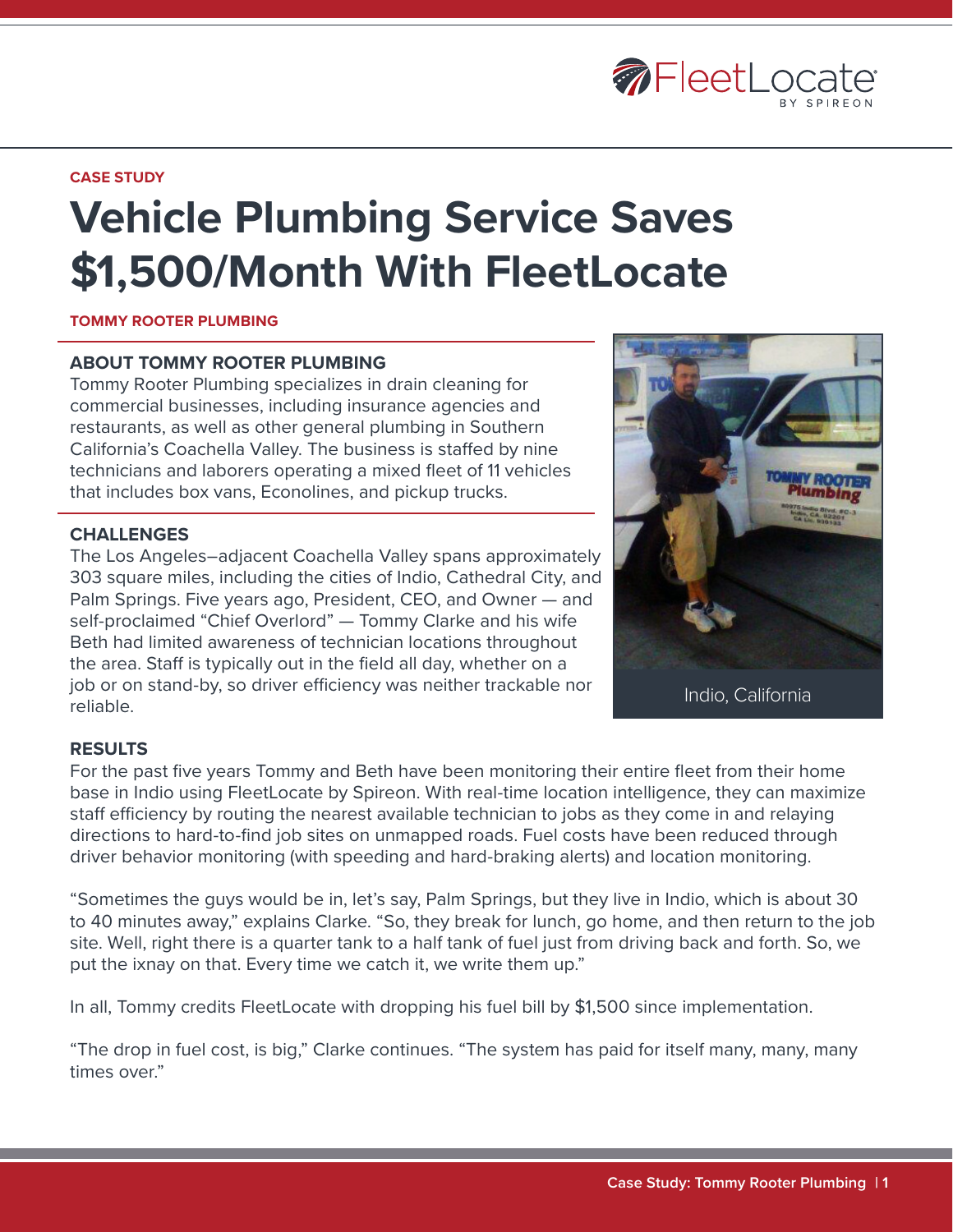CASE STUDY

# Vehicle Plumbing Service Saves $1,500/Month With FleetLocate

**TOMMY ROOTER PLUMBING**

## ABOUT TOMMY ROOTER PLUMBING

Tommy Rooter Plumbing specializes in drain cleaning for commercial businesses, including insurance agencies and restaurants, as well as other general plumbing in Southern California's Coachella Valley. The business is staffed by nine technicians and laborers operating a mixed fleet of 11 vehicles that includes box vans, Econolines, and pickup trucks.

## CHALLENGES

The Los Angeles–adjacent Coachella Valley spans approximately 303 square miles, including the cities of Indio, Cathedral City, and Palm Springs. Five years ago, President, CEO, and Owner — and self-proclaimed "Chief Overlord" — Tommy Clarke and his wife Beth had limited awareness of technician locations throughout the area. Staff is typically out in the field all day, whether on a job or on stand-by, so driver efficiency was neither trackable nor reliable.

Indio, California

## RESULTS

For the past five years Tommy and Beth have been monitoring their entire fleet from their home base in Indio using FleetLocate by Spireon. With real-time location intelligence, they can maximize staff efficiency by routing the nearest available technician to jobs as they come in and relaying directions to hard-to-find job sites on unmapped roads. Fuel costs have been reduced through driver behavior monitoring (with speeding and hard-braking alerts) and location monitoring.

"Sometimes the guys would be in, let's say, Palm Springs, but they live in Indio, which is about 30 to 40 minutes away," explains Clarke. "So, they break for lunch, go home, and then return to the job site. Well, right there is a quarter tank to a half tank of fuel just from driving back and forth. So, we put the ixnay on that. Every time we catch it, we write them up."

In all, Tommy credits FleetLocate with dropping his fuel bill by $1,500 since implementation.

"The drop in fuel cost, is big," Clarke continues. "The system has paid for itself many, many, many times over."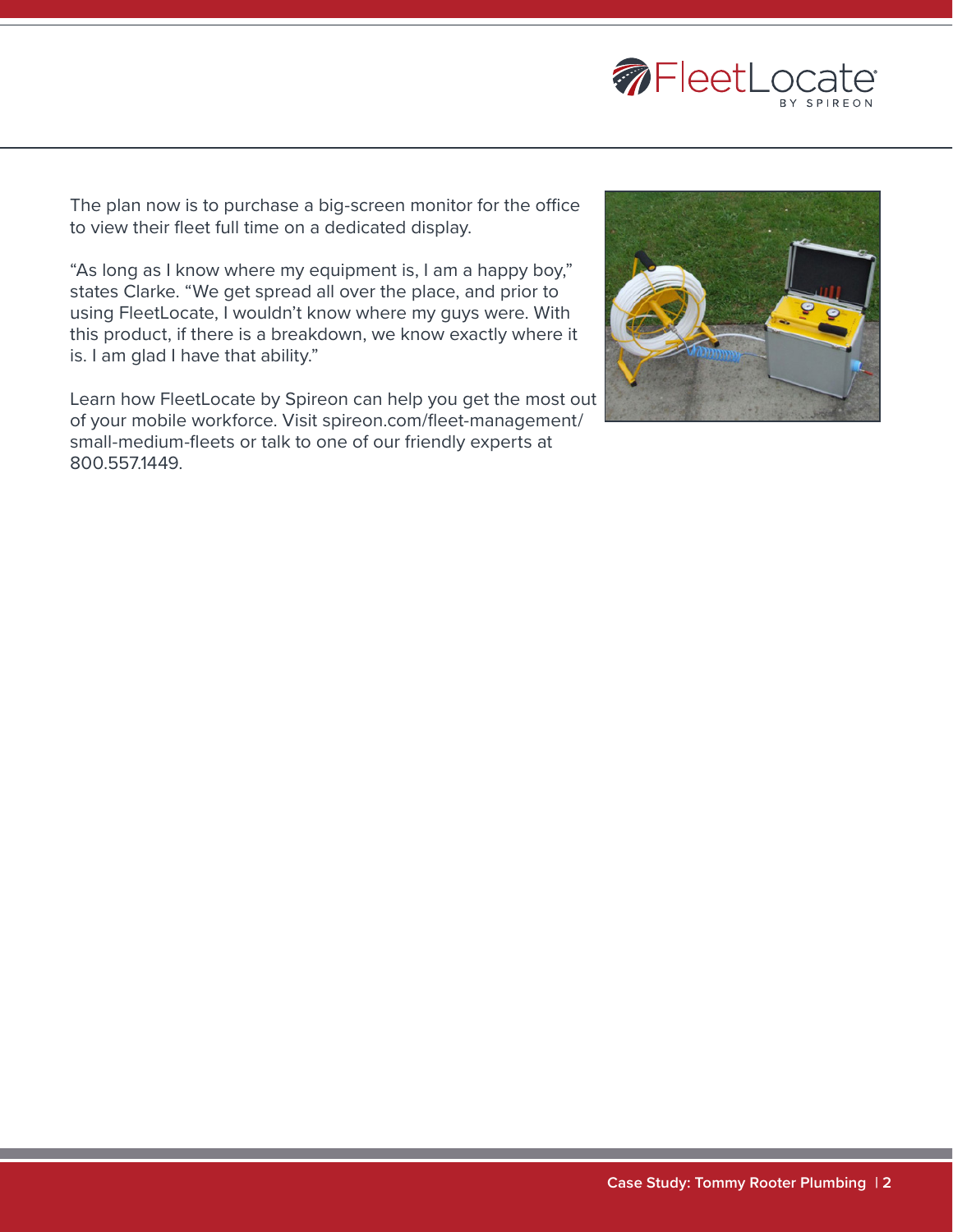The plan now is to purchase a big-screen monitor for the office to view their fleet full time on a dedicated display.

"As long as I know where my equipment is, I am a happy boy," states Clarke. "We get spread all over the place, and prior to using FleetLocate, I wouldn't know where my guys were. With this product, if there is a breakdown, we know exactly where it is. I am glad I have that ability."

Learn how FleetLocate by Spireon can help you get the most out of your mobile workforce. Visit spireon.com/fleet-management/small-medium-fleets or talk to one of our friendly experts at 800.557.1449.